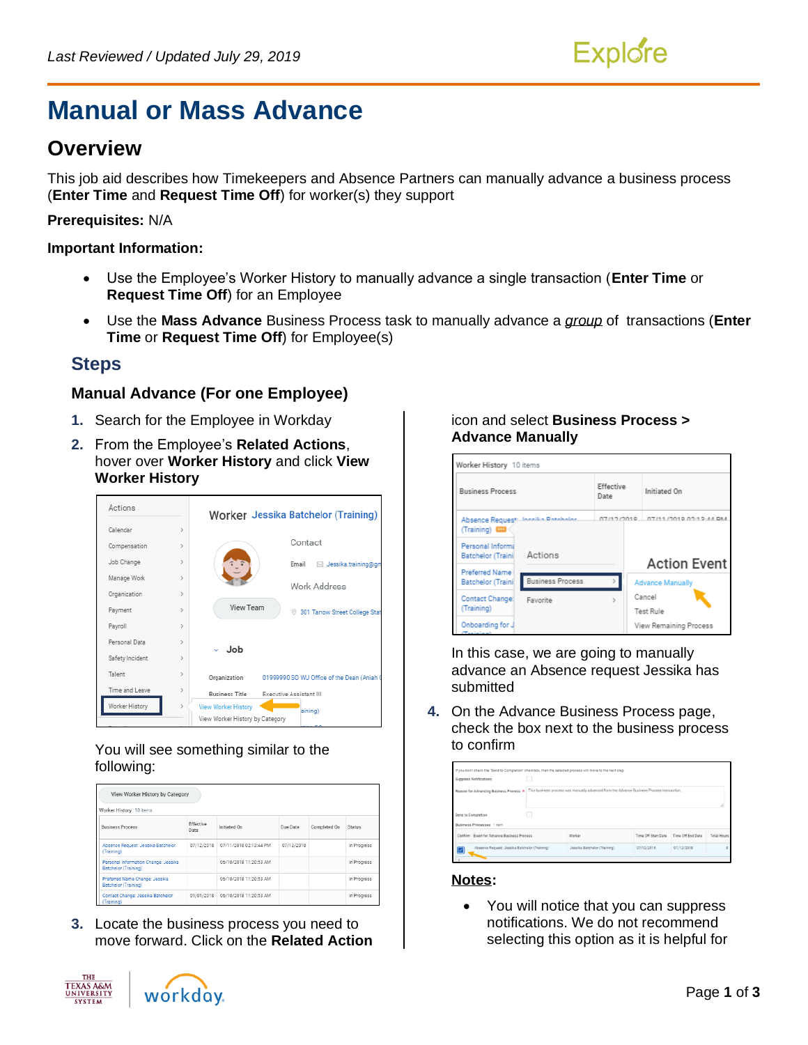# Manual or Mass Advance

## Overview

This job aid describes how Timekeepers and Absence Partners can manually advance a business process (**Enter Time** and **Request Time Off**) for worker(s) they support

**Prerequisites:** N/A

**Important Information:**

- Use the Employee's Worker History to manually advance a single transaction (**Enter Time** or **Request Time Off**) for an Employee
- Use the **Mass Advance** Business Process task to manually advance a *group* of transactions (**Enter Time** or **Request Time Off**) for Employee(s)

## Steps

### Manual Advance (For one Employee)

1. Search for the Employee in Workday
2. From the Employee's **Related Actions**, hover over **Worker History** and click **View Worker History**

   You will see something similar to the following:

3. Locate the business process you need to move forward. Click on the **Related Action** icon and select **Business Process > Advance Manually**

   In this case, we are going to manually advance an Absence request Jessika has submitted

4. On the Advance Business Process page, check the box next to the business process to confirm

**Notes:**

- You will notice that you can suppress notifications. We do not recommend selecting this option as it is helpful for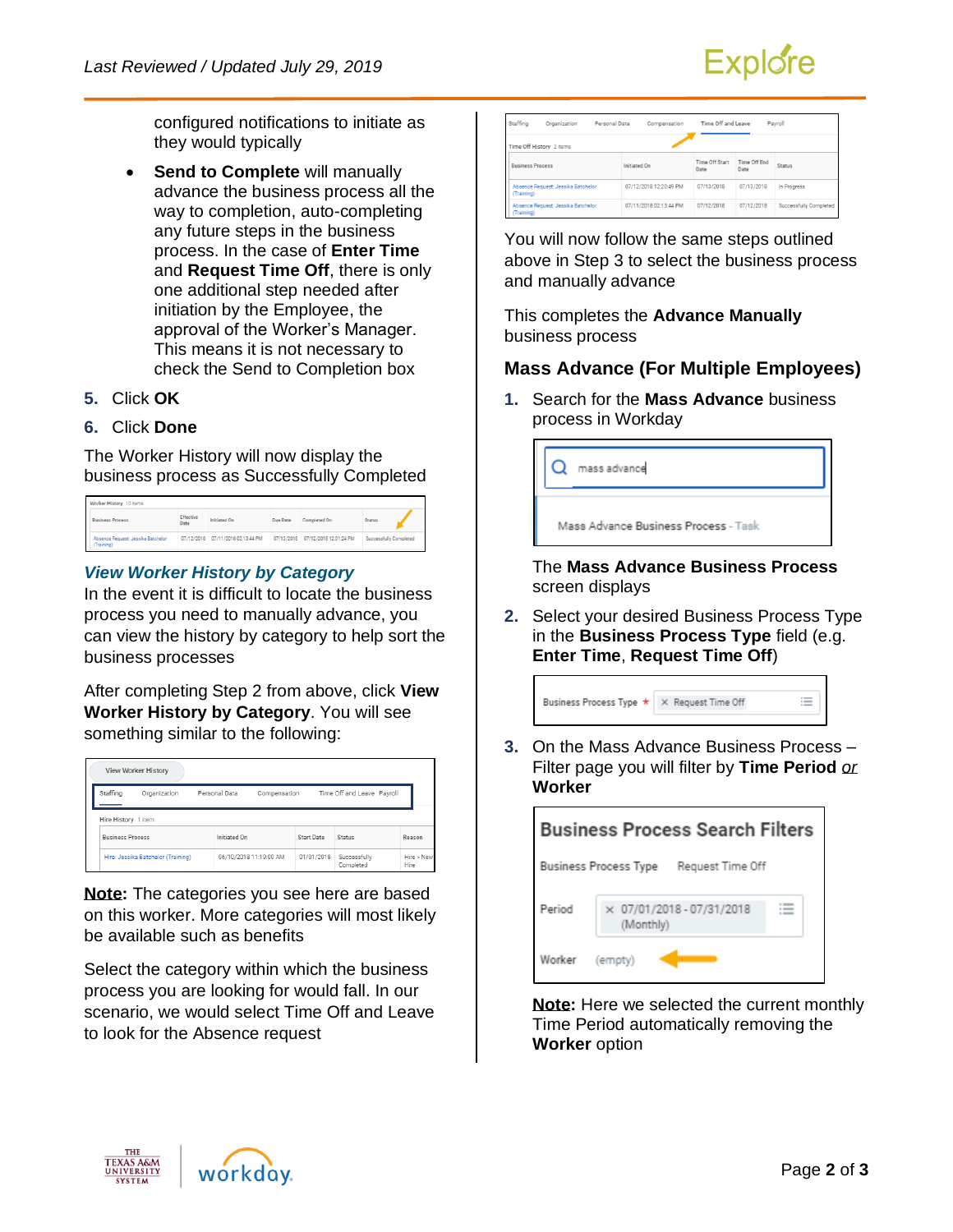configured notifications to initiate as they would typically

- **Send to Complete** will manually advance the business process all the way to completion, auto-completing any future steps in the business process. In the case of **Enter Time** and **Request Time Off**, there is only one additional step needed after initiation by the Employee, the approval of the Worker's Manager. This means it is not necessary to check the Send to Completion box

5. Click **OK**
6. Click **Done**

The Worker History will now display the business process as Successfully Completed

### *View Worker History by Category*

In the event it is difficult to locate the business process you need to manually advance, you can view the history by category to help sort the business processes

After completing Step 2 from above, click **View Worker History by Category**. You will see something similar to the following:

**Note:** The categories you see here are based on this worker. More categories will most likely be available such as benefits

Select the category within which the business process you are looking for would fall. In our scenario, we would select Time Off and Leave to look for the Absence request

You will now follow the same steps outlined above in Step 3 to select the business process and manually advance

This completes the **Advance Manually** business process

## Mass Advance (For Multiple Employees)

1. Search for the **Mass Advance** business process in Workday

   The **Mass Advance Business Process** screen displays

2. Select your desired Business Process Type in the **Business Process Type** field (e.g. **Enter Time**, **Request Time Off**)

3. On the Mass Advance Business Process – Filter page you will filter by **Time Period** *or* **Worker**

   **Note:** Here we selected the current monthly Time Period automatically removing the **Worker** option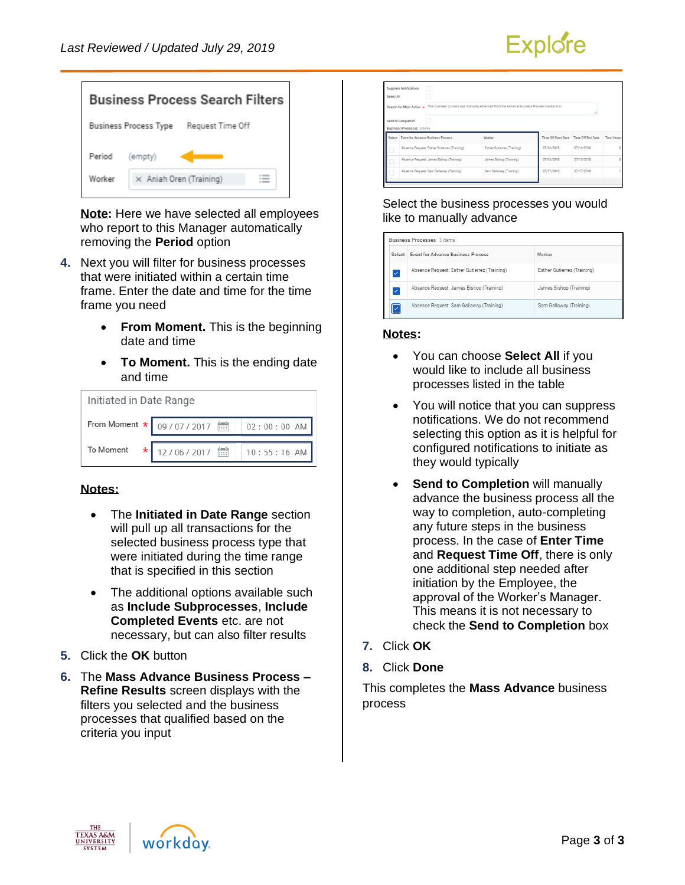**Business Process Search Filters**

Business Process Type    Request Time Off

Period    (empty)

Worker    × Aniah Oren (Training)

**Note**: Here we have selected all employees who report to this Manager automatically removing the **Period** option

4. Next you will filter for business processes that were initiated within a certain time frame. Enter the date and time for the time frame you need

   - **From Moment.** This is the beginning date and time
   - **To Moment.** This is the ending date and time

Initiated in Date Range

From Moment * 09 / 07 / 2017    02 : 00 : 00 AM

To Moment * 12 / 06 / 2017    10 : 55 : 16 AM

**Notes:**

- The **Initiated in Date Range** section will pull up all transactions for the selected business process type that were initiated during the time range that is specified in this section
- The additional options available such as **Include Subprocesses**, **Include Completed Events** etc. are not necessary, but can also filter results

5. Click the **OK** button
6. The **Mass Advance Business Process – Refine Results** screen displays with the filters you selected and the business processes that qualified based on the criteria you input

Select the business processes you would like to manually advance

Business Processes 3 items

| Select | Event for Advance Business Process | Worker |
|---|---|---|
| ☑ | Absence Request: Esther Gutierrez (Training) | Esther Gutierrez (Training) |
| ☑ | Absence Request: James Bishop (Training) | James Bishop (Training) |
| ☑ | Absence Request: Sam Gallaway (Training) | Sam Gallaway (Training) |

**Notes**:

- You can choose **Select All** if you would like to include all business processes listed in the table
- You will notice that you can suppress notifications. We do not recommend selecting this option as it is helpful for configured notifications to initiate as they would typically
- **Send to Completion** will manually advance the business process all the way to completion, auto-completing any future steps in the business process. In the case of **Enter Time** and **Request Time Off**, there is only one additional step needed after initiation by the Employee, the approval of the Worker's Manager. This means it is not necessary to check the **Send to Completion** box

7. Click **OK**
8. Click **Done**

This completes the **Mass Advance** business process